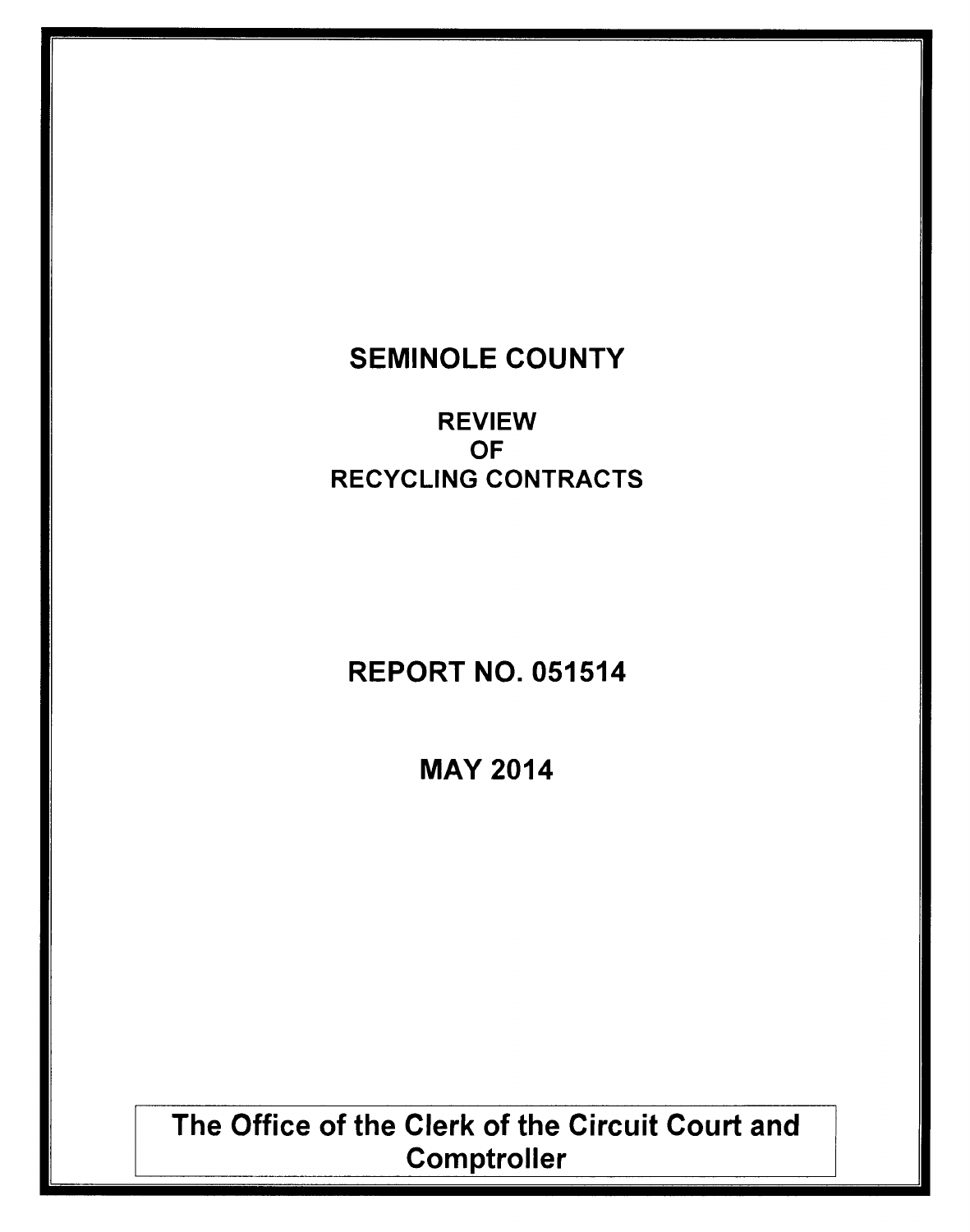# SEMINOLE COUNTY

## REVIEW
## OF
## RECYCLING CONTRACTS

## REPORT NO. 051514

## MAY 2014

**The Office of the Clerk of the Circuit Court and Comptroller**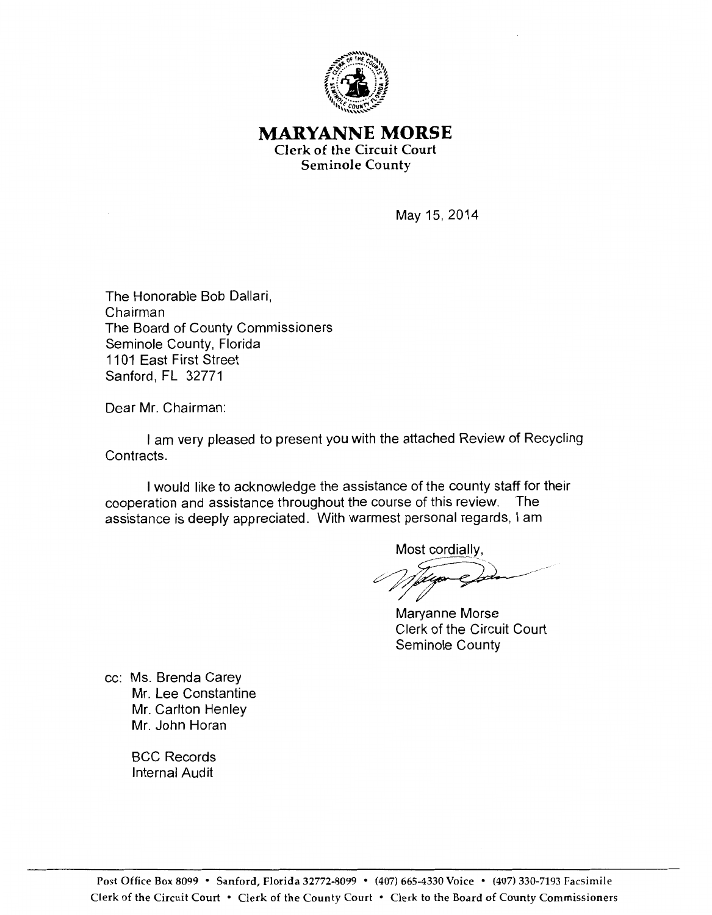# MARYANNE MORSE

**Clerk of the Circuit Court**
**Seminole County**

May 15, 2014

The Honorable Bob Dallari,
Chairman
The Board of County Commissioners
Seminole County, Florida
1101 East First Street
Sanford, FL 32771

Dear Mr. Chairman:

I am very pleased to present you with the attached Review of Recycling Contracts.

I would like to acknowledge the assistance of the county staff for their cooperation and assistance throughout the course of this review. The assistance is deeply appreciated. With warmest personal regards, I am

Most cordially,

Maryanne Morse
Clerk of the Circuit Court
Seminole County

cc: Ms. Brenda Carey
Mr. Lee Constantine
Mr. Carlton Henley
Mr. John Horan

BCC Records
Internal Audit

Post Office Box 8099 • Sanford, Florida 32772-8099 • (407) 665-4330 Voice • (407) 330-7193 Facsimile
Clerk of the Circuit Court • Clerk of the County Court • Clerk to the Board of County Commissioners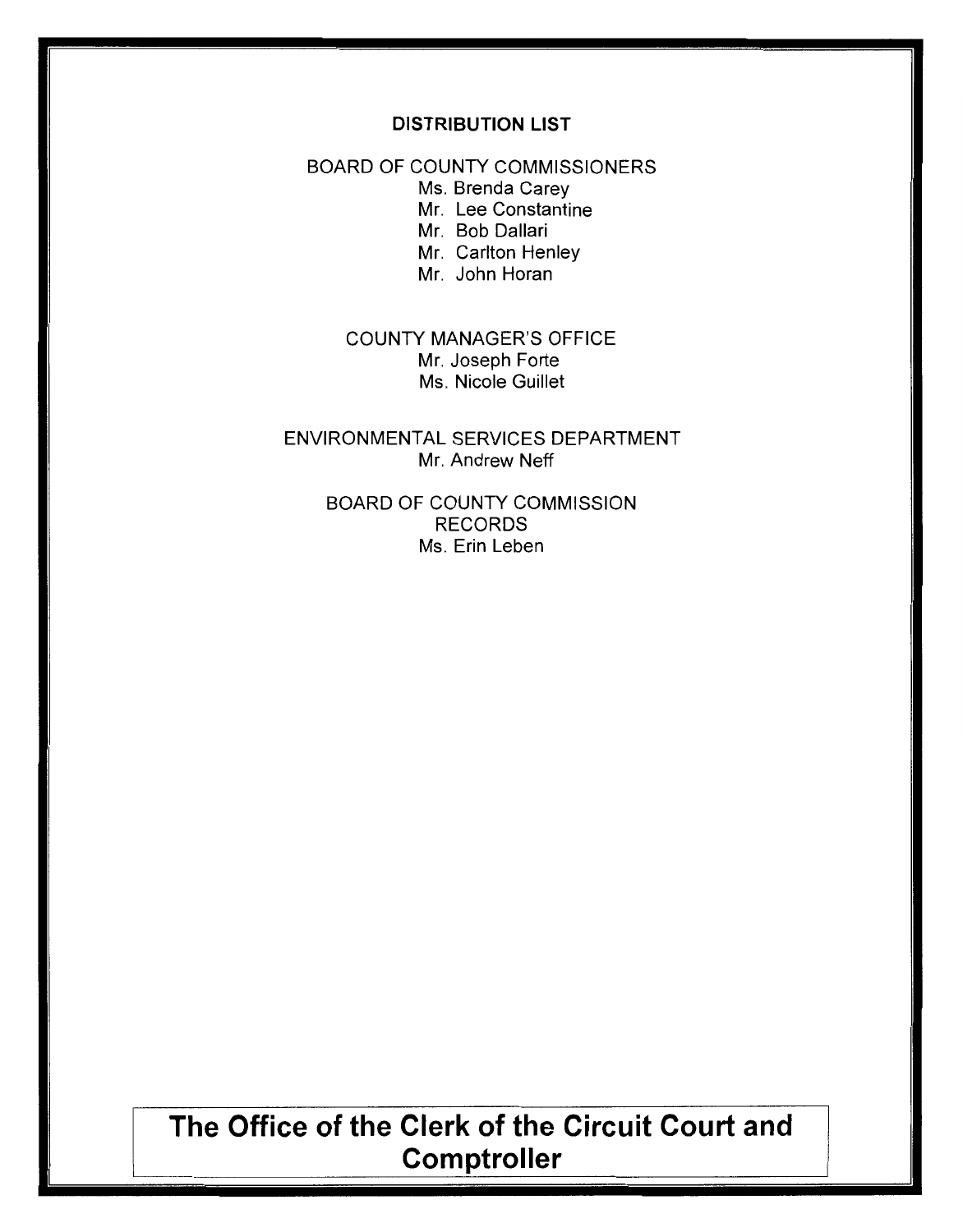**DISTRIBUTION LIST**

BOARD OF COUNTY COMMISSIONERS
Ms. Brenda Carey
Mr. Lee Constantine
Mr. Bob Dallari
Mr. Carlton Henley
Mr. John Horan

COUNTY MANAGER'S OFFICE
Mr. Joseph Forte
Ms. Nicole Guillet

ENVIRONMENTAL SERVICES DEPARTMENT
Mr. Andrew Neff

BOARD OF COUNTY COMMISSION RECORDS
Ms. Erin Leben

## The Office of the Clerk of the Circuit Court and Comptroller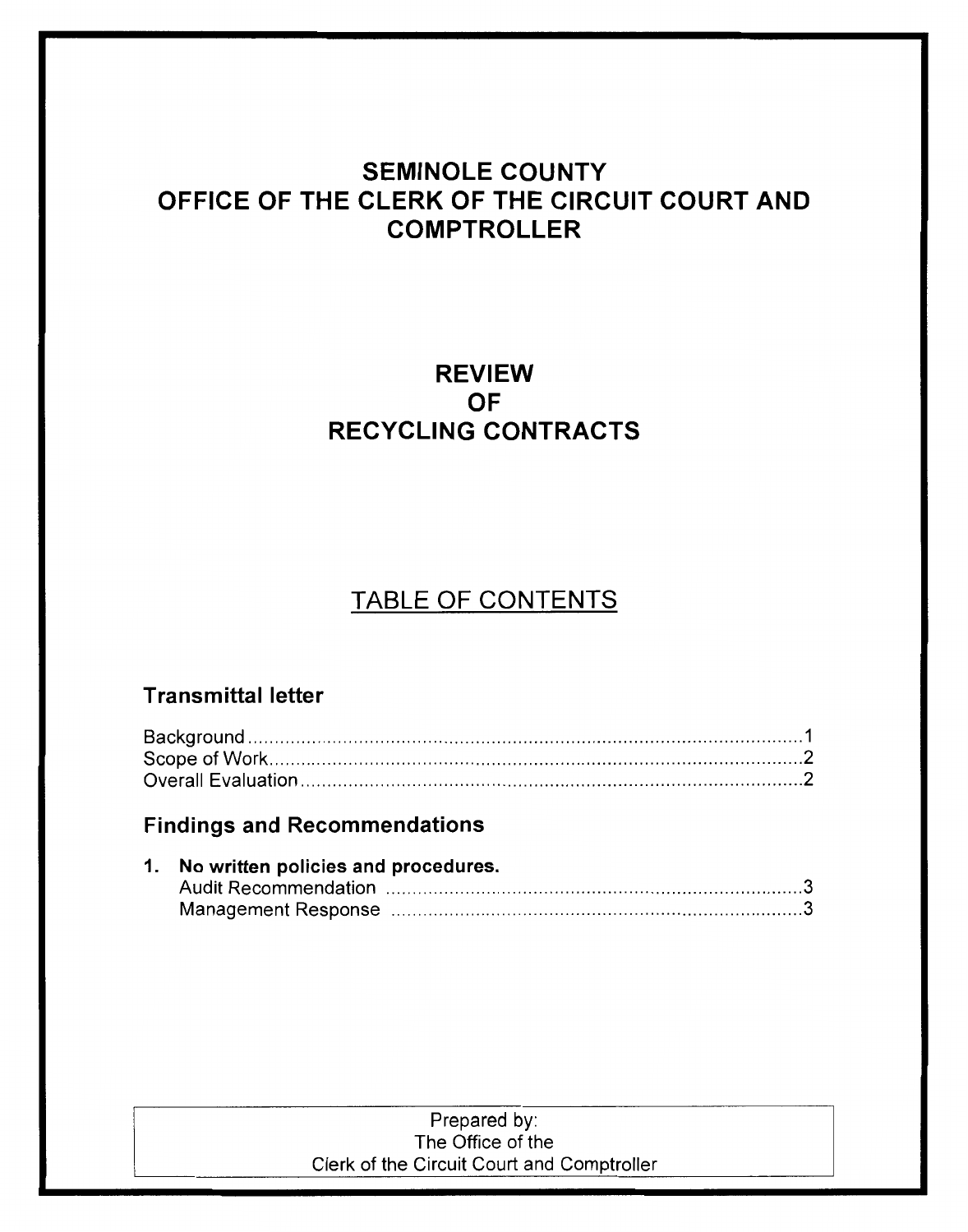# SEMINOLE COUNTY
# OFFICE OF THE CLERK OF THE CIRCUIT COURT AND COMPTROLLER

## REVIEW
## OF
## RECYCLING CONTRACTS

## TABLE OF CONTENTS

### Transmittal letter

Background .......... 1
Scope of Work .......... 2
Overall Evaluation .......... 2

### Findings and Recommendations

**1. No written policies and procedures.**
Audit Recommendation .......... 3
Management Response .......... 3

Prepared by:
The Office of the
Clerk of the Circuit Court and Comptroller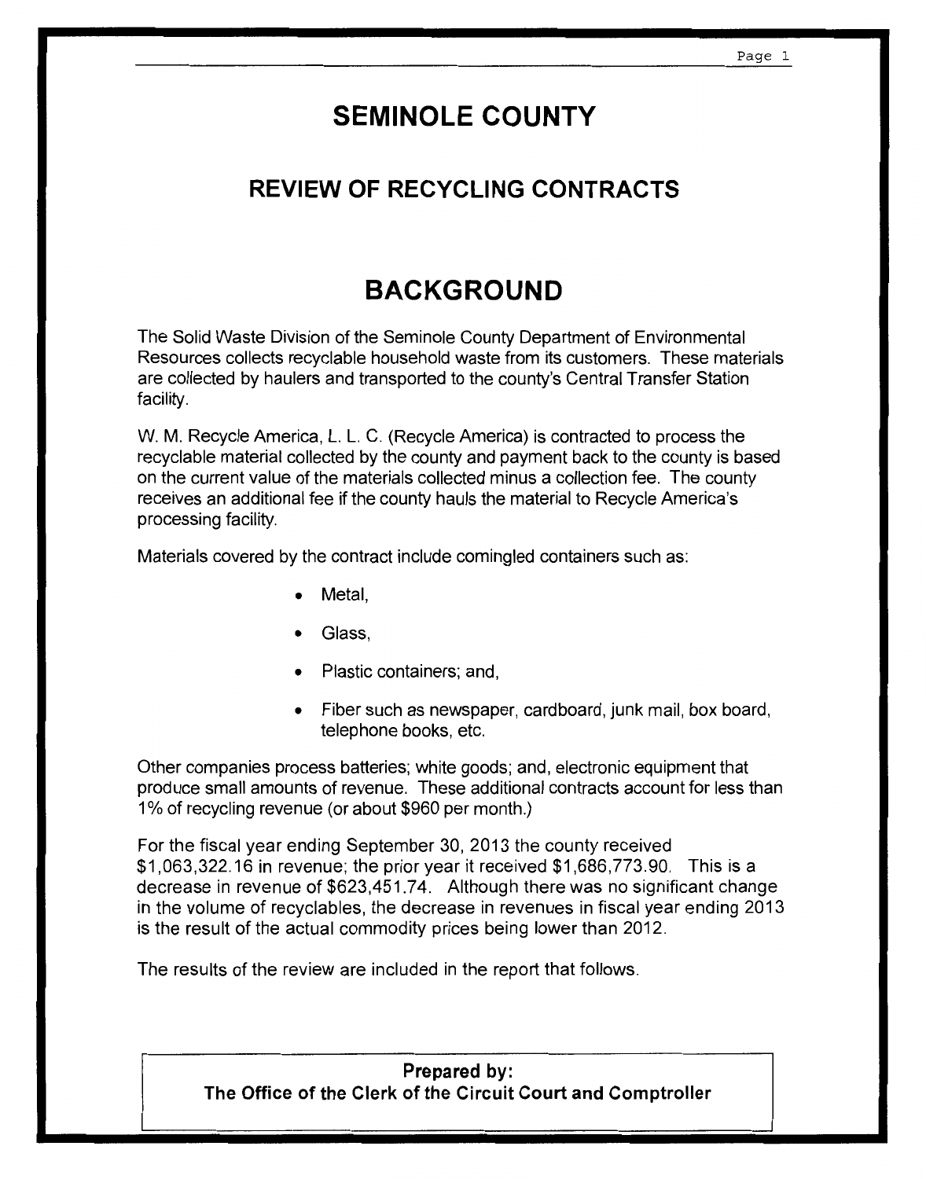# SEMINOLE COUNTY

## REVIEW OF RECYCLING CONTRACTS

# BACKGROUND

The Solid Waste Division of the Seminole County Department of Environmental Resources collects recyclable household waste from its customers. These materials are collected by haulers and transported to the county's Central Transfer Station facility.

W. M. Recycle America, L. L. C. (Recycle America) is contracted to process the recyclable material collected by the county and payment back to the county is based on the current value of the materials collected minus a collection fee. The county receives an additional fee if the county hauls the material to Recycle America's processing facility.

Materials covered by the contract include comingled containers such as:

- Metal,
- Glass,
- Plastic containers; and,
- Fiber such as newspaper, cardboard, junk mail, box board, telephone books, etc.

Other companies process batteries; white goods; and, electronic equipment that produce small amounts of revenue. These additional contracts account for less than 1% of recycling revenue (or about $960 per month.)

For the fiscal year ending September 30, 2013 the county received $1,063,322.16 in revenue; the prior year it received $1,686,773.90. This is a decrease in revenue of $623,451.74. Although there was no significant change in the volume of recyclables, the decrease in revenues in fiscal year ending 2013 is the result of the actual commodity prices being lower than 2012.

The results of the review are included in the report that follows.

**Prepared by:**
**The Office of the Clerk of the Circuit Court and Comptroller**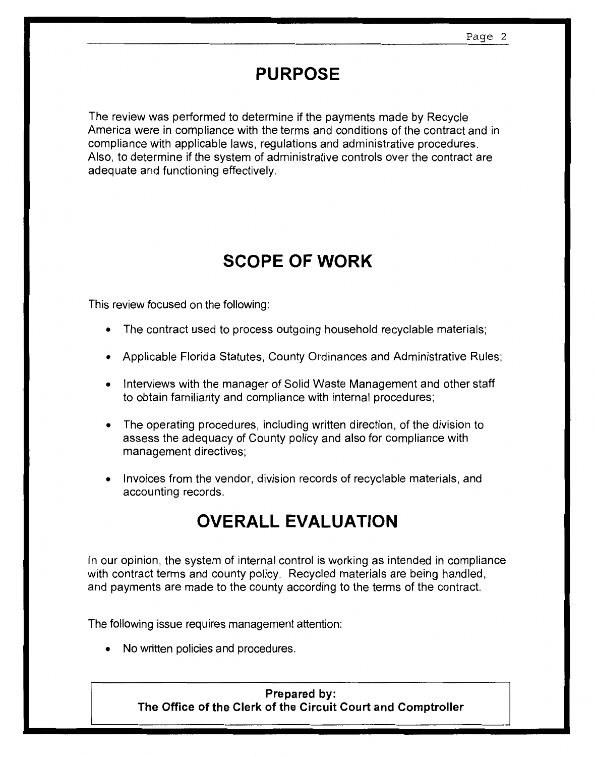## PURPOSE

The review was performed to determine if the payments made by Recycle America were in compliance with the terms and conditions of the contract and in compliance with applicable laws, regulations and administrative procedures. Also, to determine if the system of administrative controls over the contract are adequate and functioning effectively.

## SCOPE OF WORK

This review focused on the following:

- The contract used to process outgoing household recyclable materials;
- Applicable Florida Statutes, County Ordinances and Administrative Rules;
- Interviews with the manager of Solid Waste Management and other staff to obtain familiarity and compliance with internal procedures;
- The operating procedures, including written direction, of the division to assess the adequacy of County policy and also for compliance with management directives;
- Invoices from the vendor, division records of recyclable materials, and accounting records.

## OVERALL EVALUATION

In our opinion, the system of internal control is working as intended in compliance with contract terms and county policy. Recycled materials are being handled, and payments are made to the county according to the terms of the contract.

The following issue requires management attention:

- No written policies and procedures.

**Prepared by:**
**The Office of the Clerk of the Circuit Court and Comptroller**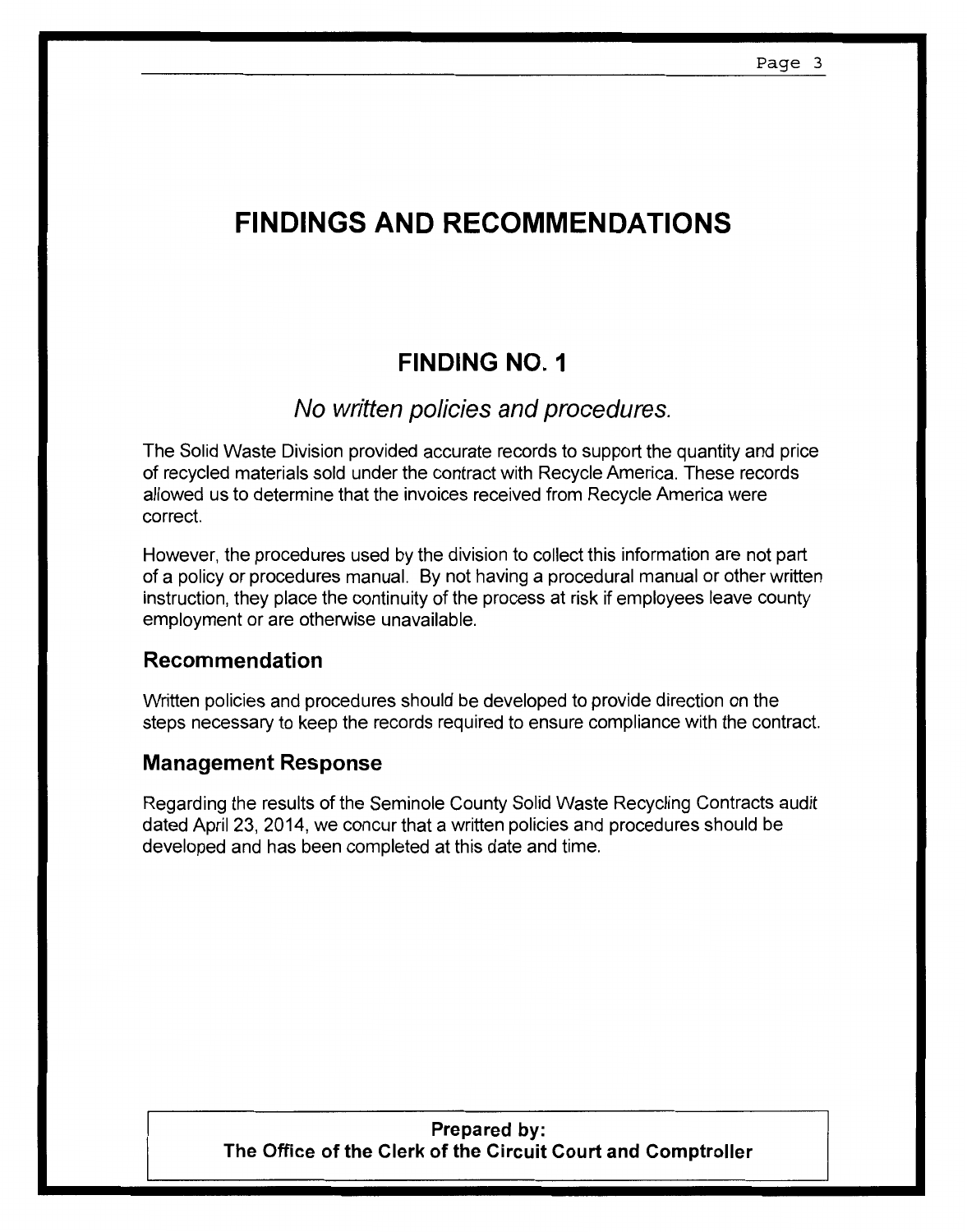# FINDINGS AND RECOMMENDATIONS

## FINDING NO. 1

*No written policies and procedures.*

The Solid Waste Division provided accurate records to support the quantity and price of recycled materials sold under the contract with Recycle America. These records allowed us to determine that the invoices received from Recycle America were correct.

However, the procedures used by the division to collect this information are not part of a policy or procedures manual. By not having a procedural manual or other written instruction, they place the continuity of the process at risk if employees leave county employment or are otherwise unavailable.

### Recommendation

Written policies and procedures should be developed to provide direction on the steps necessary to keep the records required to ensure compliance with the contract.

### Management Response

Regarding the results of the Seminole County Solid Waste Recycling Contracts audit dated April 23, 2014, we concur that a written policies and procedures should be developed and has been completed at this date and time.

**Prepared by:**
**The Office of the Clerk of the Circuit Court and Comptroller**